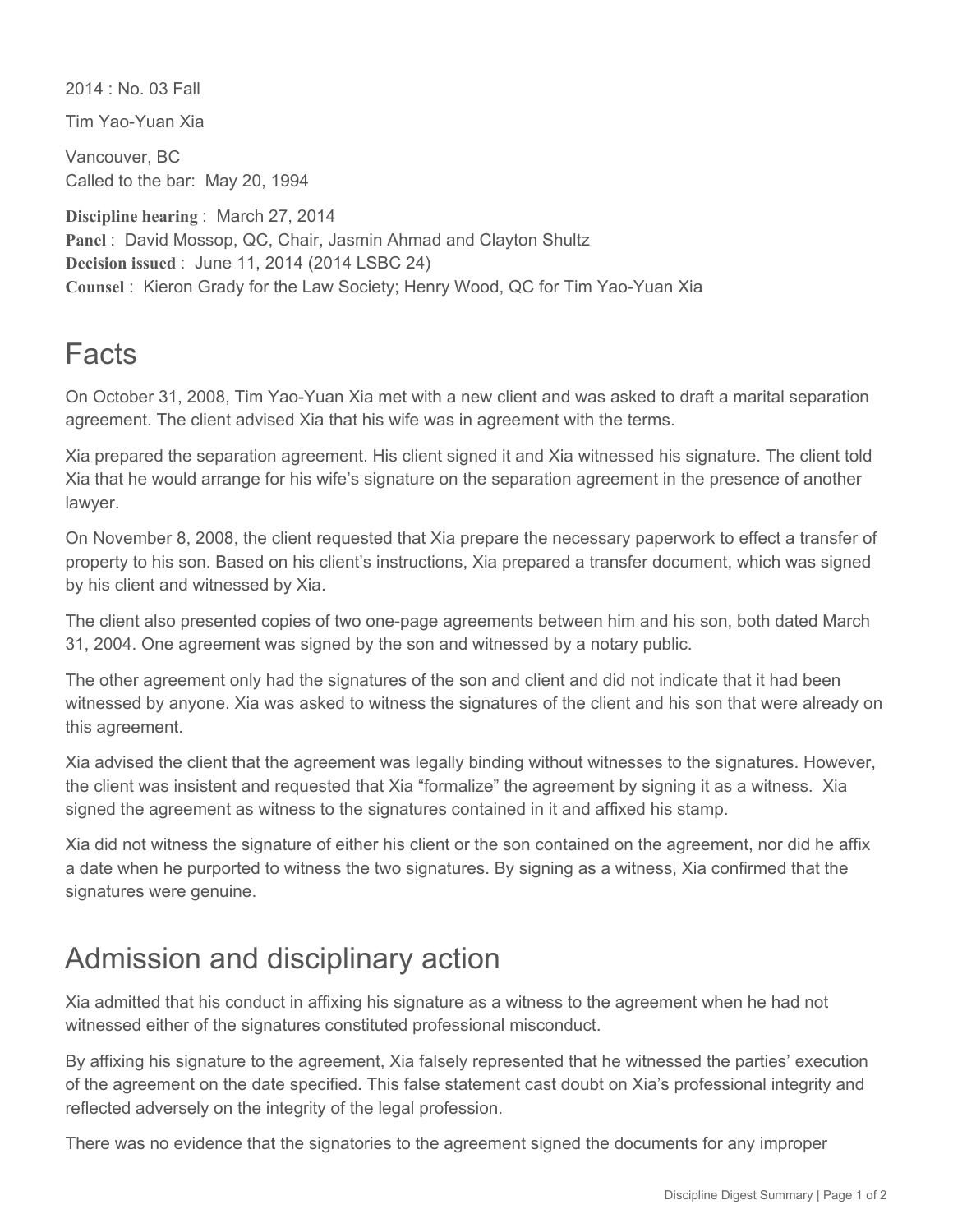2014 : No. 03 Fall

Tim Yao-Yuan Xia

Vancouver, BC
Called to the bar: May 20, 1994

**Discipline hearing** : March 27, 2014
**Panel** : David Mossop, QC, Chair, Jasmin Ahmad and Clayton Shultz
**Decision issued** : June 11, 2014 (2014 LSBC 24)
**Counsel** : Kieron Grady for the Law Society; Henry Wood, QC for Tim Yao-Yuan Xia

## Facts

On October 31, 2008, Tim Yao-Yuan Xia met with a new client and was asked to draft a marital separation agreement. The client advised Xia that his wife was in agreement with the terms.

Xia prepared the separation agreement. His client signed it and Xia witnessed his signature. The client told Xia that he would arrange for his wife's signature on the separation agreement in the presence of another lawyer.

On November 8, 2008, the client requested that Xia prepare the necessary paperwork to effect a transfer of property to his son. Based on his client's instructions, Xia prepared a transfer document, which was signed by his client and witnessed by Xia.

The client also presented copies of two one-page agreements between him and his son, both dated March 31, 2004. One agreement was signed by the son and witnessed by a notary public.

The other agreement only had the signatures of the son and client and did not indicate that it had been witnessed by anyone. Xia was asked to witness the signatures of the client and his son that were already on this agreement.

Xia advised the client that the agreement was legally binding without witnesses to the signatures. However, the client was insistent and requested that Xia "formalize" the agreement by signing it as a witness. Xia signed the agreement as witness to the signatures contained in it and affixed his stamp.

Xia did not witness the signature of either his client or the son contained on the agreement, nor did he affix a date when he purported to witness the two signatures. By signing as a witness, Xia confirmed that the signatures were genuine.

## Admission and disciplinary action

Xia admitted that his conduct in affixing his signature as a witness to the agreement when he had not witnessed either of the signatures constituted professional misconduct.

By affixing his signature to the agreement, Xia falsely represented that he witnessed the parties' execution of the agreement on the date specified. This false statement cast doubt on Xia's professional integrity and reflected adversely on the integrity of the legal profession.

There was no evidence that the signatories to the agreement signed the documents for any improper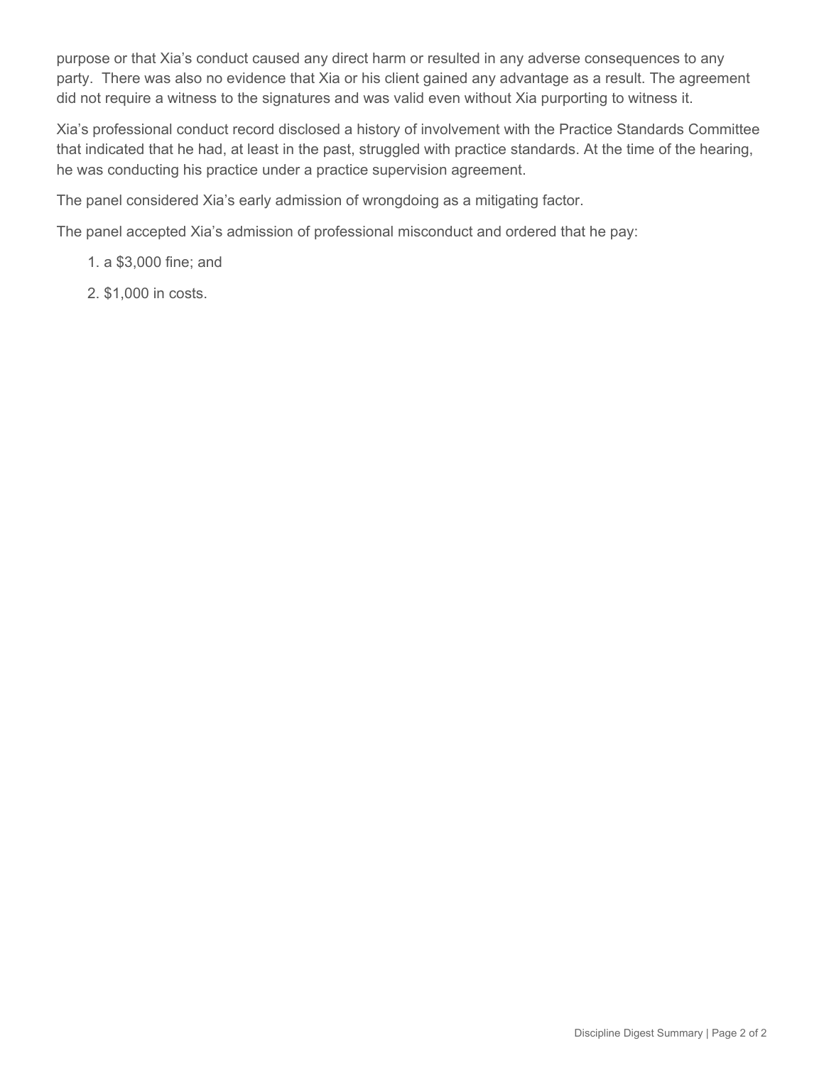purpose or that Xia's conduct caused any direct harm or resulted in any adverse consequences to any party. There was also no evidence that Xia or his client gained any advantage as a result. The agreement did not require a witness to the signatures and was valid even without Xia purporting to witness it.

Xia's professional conduct record disclosed a history of involvement with the Practice Standards Committee that indicated that he had, at least in the past, struggled with practice standards. At the time of the hearing, he was conducting his practice under a practice supervision agreement.

The panel considered Xia's early admission of wrongdoing as a mitigating factor.

The panel accepted Xia's admission of professional misconduct and ordered that he pay:

1. a $3,000 fine; and
2. $1,000 in costs.